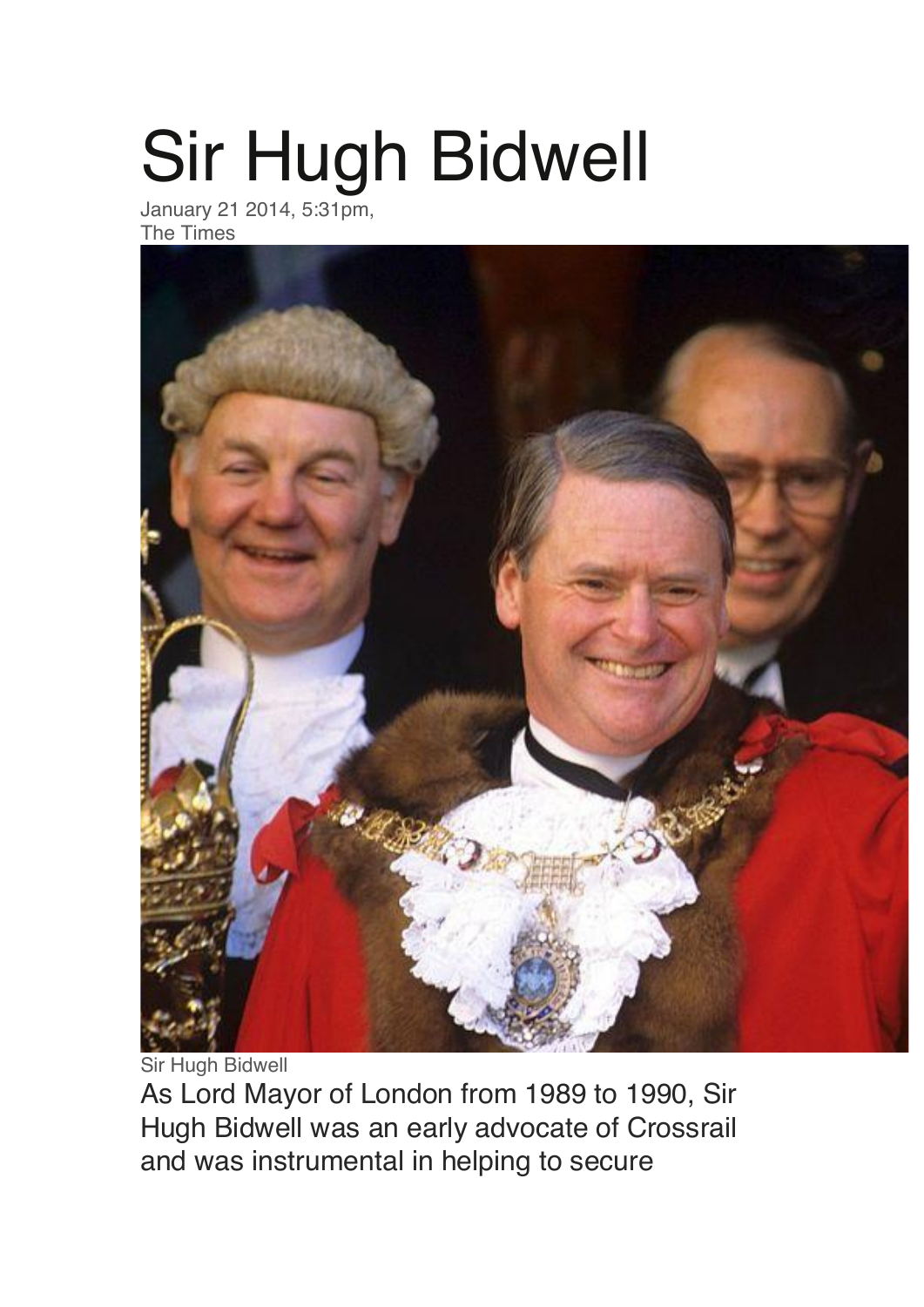# Sir Hugh Bidwell

January 21 2014, 5:31pm,
The Times

Sir Hugh Bidwell

As Lord Mayor of London from 1989 to 1990, Sir Hugh Bidwell was an early advocate of Crossrail and was instrumental in helping to secure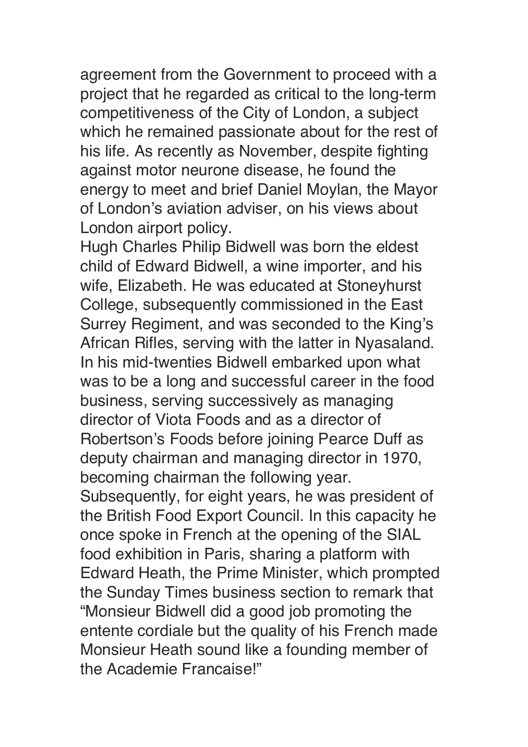agreement from the Government to proceed with a project that he regarded as critical to the long-term competitiveness of the City of London, a subject which he remained passionate about for the rest of his life. As recently as November, despite fighting against motor neurone disease, he found the energy to meet and brief Daniel Moylan, the Mayor of London's aviation adviser, on his views about London airport policy.

Hugh Charles Philip Bidwell was born the eldest child of Edward Bidwell, a wine importer, and his wife, Elizabeth. He was educated at Stoneyhurst College, subsequently commissioned in the East Surrey Regiment, and was seconded to the King's African Rifles, serving with the latter in Nyasaland. In his mid-twenties Bidwell embarked upon what was to be a long and successful career in the food business, serving successively as managing director of Viota Foods and as a director of Robertson's Foods before joining Pearce Duff as deputy chairman and managing director in 1970, becoming chairman the following year.

Subsequently, for eight years, he was president of the British Food Export Council. In this capacity he once spoke in French at the opening of the SIAL food exhibition in Paris, sharing a platform with Edward Heath, the Prime Minister, which prompted the Sunday Times business section to remark that "Monsieur Bidwell did a good job promoting the entente cordiale but the quality of his French made Monsieur Heath sound like a founding member of the Academie Francaise!"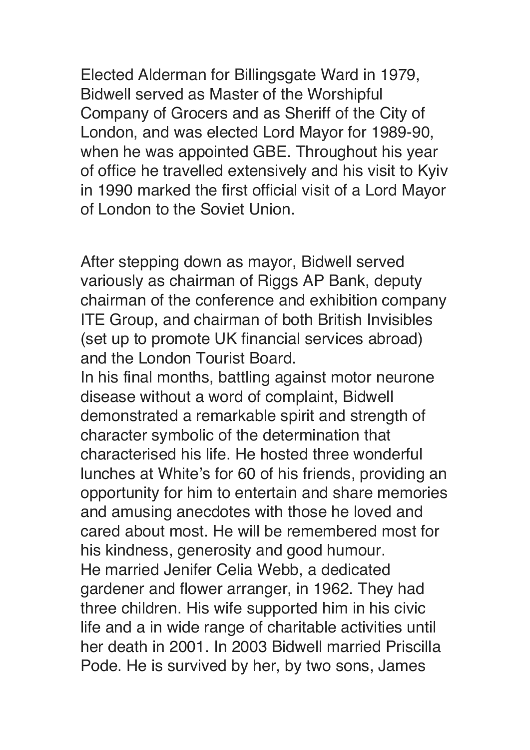Elected Alderman for Billingsgate Ward in 1979, Bidwell served as Master of the Worshipful Company of Grocers and as Sheriff of the City of London, and was elected Lord Mayor for 1989-90, when he was appointed GBE. Throughout his year of office he travelled extensively and his visit to Kyiv in 1990 marked the first official visit of a Lord Mayor of London to the Soviet Union.

After stepping down as mayor, Bidwell served variously as chairman of Riggs AP Bank, deputy chairman of the conference and exhibition company ITE Group, and chairman of both British Invisibles (set up to promote UK financial services abroad) and the London Tourist Board.

In his final months, battling against motor neurone disease without a word of complaint, Bidwell demonstrated a remarkable spirit and strength of character symbolic of the determination that characterised his life. He hosted three wonderful lunches at White's for 60 of his friends, providing an opportunity for him to entertain and share memories and amusing anecdotes with those he loved and cared about most. He will be remembered most for his kindness, generosity and good humour.

He married Jenifer Celia Webb, a dedicated gardener and flower arranger, in 1962. They had three children. His wife supported him in his civic life and a in wide range of charitable activities until her death in 2001. In 2003 Bidwell married Priscilla Pode. He is survived by her, by two sons, James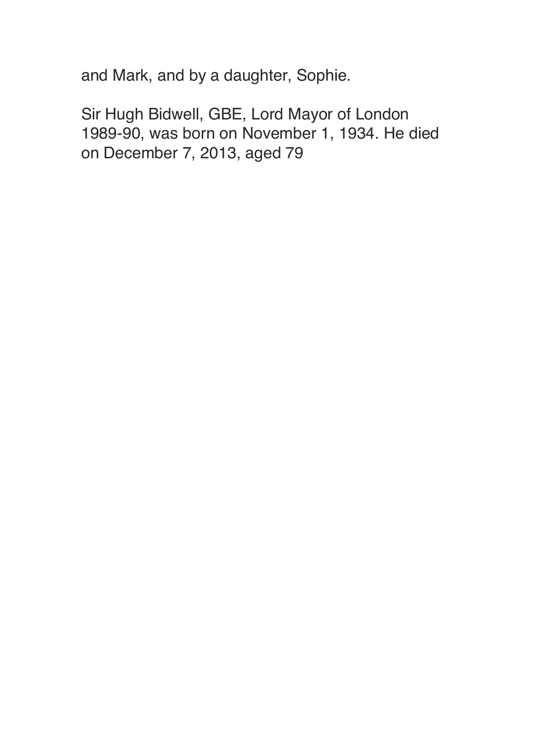and Mark, and by a daughter, Sophie.

Sir Hugh Bidwell, GBE, Lord Mayor of London 1989-90, was born on November 1, 1934. He died on December 7, 2013, aged 79